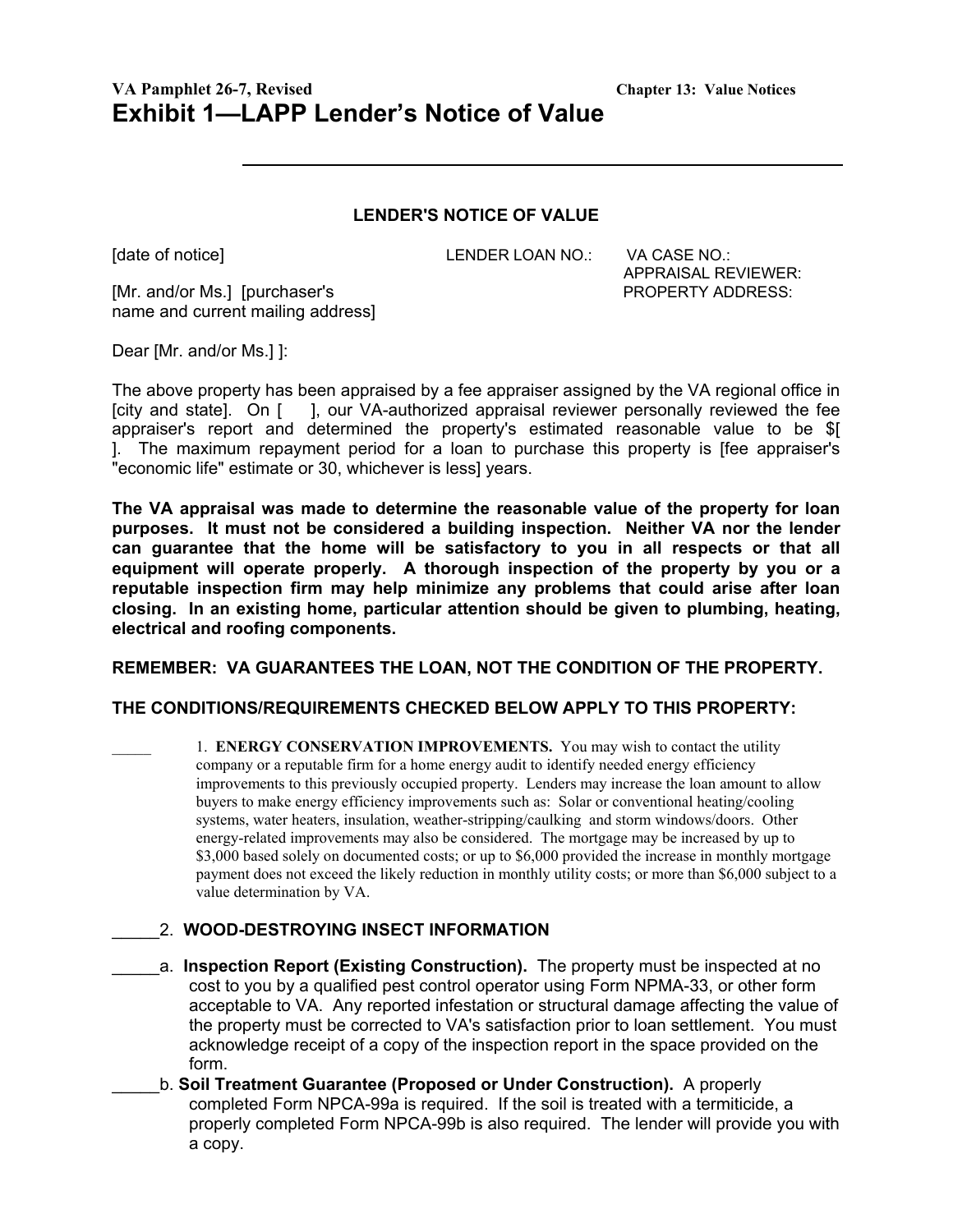VA Pamphlet 26-7, Revised **Chapter 13: Value Notices**

# Exhibit 1—LAPP Lender's Notice of Value

---

**LENDER'S NOTICE OF VALUE**

[date of notice] LENDER LOAN NO.: VA CASE NO.:
APPRAISAL REVIEWER:
PROPERTY ADDRESS:

[Mr. and/or Ms.] [purchaser's name and current mailing address]

Dear [Mr. and/or Ms.] ]:

The above property has been appraised by a fee appraiser assigned by the VA regional office in [city and state]. On [ ], our VA-authorized appraisal reviewer personally reviewed the fee appraiser's report and determined the property's estimated reasonable value to be $[ ]. The maximum repayment period for a loan to purchase this property is [fee appraiser's "economic life" estimate or 30, whichever is less] years.

**The VA appraisal was made to determine the reasonable value of the property for loan purposes. It must not be considered a building inspection. Neither VA nor the lender can guarantee that the home will be satisfactory to you in all respects or that all equipment will operate properly. A thorough inspection of the property by you or a reputable inspection firm may help minimize any problems that could arise after loan closing. In an existing home, particular attention should be given to plumbing, heating, electrical and roofing components.**

**REMEMBER: VA GUARANTEES THE LOAN, NOT THE CONDITION OF THE PROPERTY.**

**THE CONDITIONS/REQUIREMENTS CHECKED BELOW APPLY TO THIS PROPERTY:**

_____ 1. **ENERGY CONSERVATION IMPROVEMENTS.** You may wish to contact the utility company or a reputable firm for a home energy audit to identify needed energy efficiency improvements to this previously occupied property. Lenders may increase the loan amount to allow buyers to make energy efficiency improvements such as: Solar or conventional heating/cooling systems, water heaters, insulation, weather-stripping/caulking and storm windows/doors. Other energy-related improvements may also be considered. The mortgage may be increased by up to $3,000 based solely on documented costs; or up to $6,000 provided the increase in monthly mortgage payment does not exceed the likely reduction in monthly utility costs; or more than $6,000 subject to a value determination by VA.

_____2. **WOOD-DESTROYING INSECT INFORMATION**

_____a. **Inspection Report (Existing Construction).** The property must be inspected at no cost to you by a qualified pest control operator using Form NPMA-33, or other form acceptable to VA. Any reported infestation or structural damage affecting the value of the property must be corrected to VA's satisfaction prior to loan settlement. You must acknowledge receipt of a copy of the inspection report in the space provided on the form.

_____b. **Soil Treatment Guarantee (Proposed or Under Construction).** A properly completed Form NPCA-99a is required. If the soil is treated with a termiticide, a properly completed Form NPCA-99b is also required. The lender will provide you with a copy.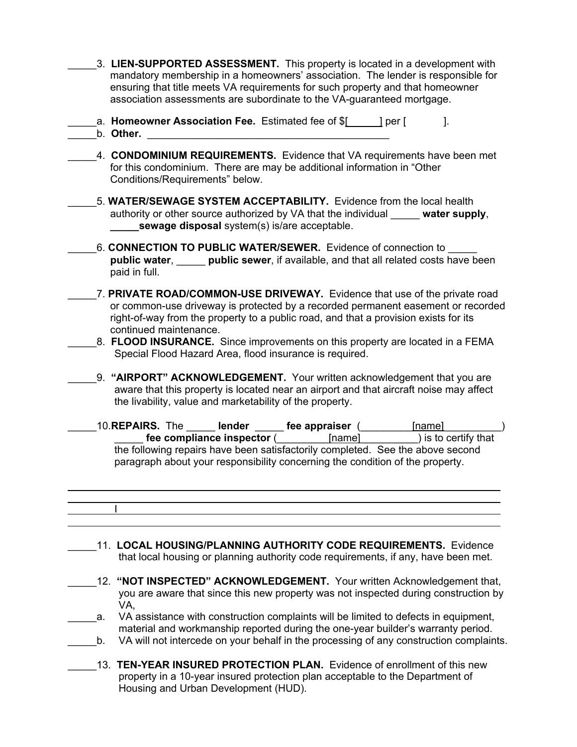_____3. **LIEN-SUPPORTED ASSESSMENT.** This property is located in a development with mandatory membership in a homeowners' association. The lender is responsible for ensuring that title meets VA requirements for such property and that homeowner association assessments are subordinate to the VA-guaranteed mortgage.

_____a. **Homeowner Association Fee.** Estimated fee of $[______] per [ ].

_____b. **Other.** ____________________________________________

_____4. **CONDOMINIUM REQUIREMENTS.** Evidence that VA requirements have been met for this condominium. There are may be additional information in "Other Conditions/Requirements" below.

_____5. **WATER/SEWAGE SYSTEM ACCEPTABILITY.** Evidence from the local health authority or other source authorized by VA that the individual _____ **water supply**, _____ **sewage disposal** system(s) is/are acceptable.

_____6. **CONNECTION TO PUBLIC WATER/SEWER.** Evidence of connection to _____ **public water**, _____ **public sewer**, if available, and that all related costs have been paid in full.

_____7. **PRIVATE ROAD/COMMON-USE DRIVEWAY.** Evidence that use of the private road or common-use driveway is protected by a recorded permanent easement or recorded right-of-way from the property to a public road, and that a provision exists for its continued maintenance.

_____8. **FLOOD INSURANCE.** Since improvements on this property are located in a FEMA Special Flood Hazard Area, flood insurance is required.

_____9. **"AIRPORT" ACKNOWLEDGEMENT.** Your written acknowledgement that you are aware that this property is located near an airport and that aircraft noise may affect the livability, value and marketability of the property.

_____10. **REPAIRS.** The _____ **lender** _____ **fee appraiser** (_________[name]__________) _____ **fee compliance inspector** (_________[name]__________) is to certify that the following repairs have been satisfactorily completed. See the above second paragraph about your responsibility concerning the condition of the property.

______________________________________________________________________

______________________________________________________________________

I

______________________________________________________________________

_____11. **LOCAL HOUSING/PLANNING AUTHORITY CODE REQUIREMENTS.** Evidence that local housing or planning authority code requirements, if any, have been met.

_____12. **"NOT INSPECTED" ACKNOWLEDGEMENT.** Your written Acknowledgement that, you are aware that since this new property was not inspected during construction by VA,

_____a. VA assistance with construction complaints will be limited to defects in equipment, material and workmanship reported during the one-year builder's warranty period.

_____b. VA will not intercede on your behalf in the processing of any construction complaints.

_____13. **TEN-YEAR INSURED PROTECTION PLAN.** Evidence of enrollment of this new property in a 10-year insured protection plan acceptable to the Department of Housing and Urban Development (HUD).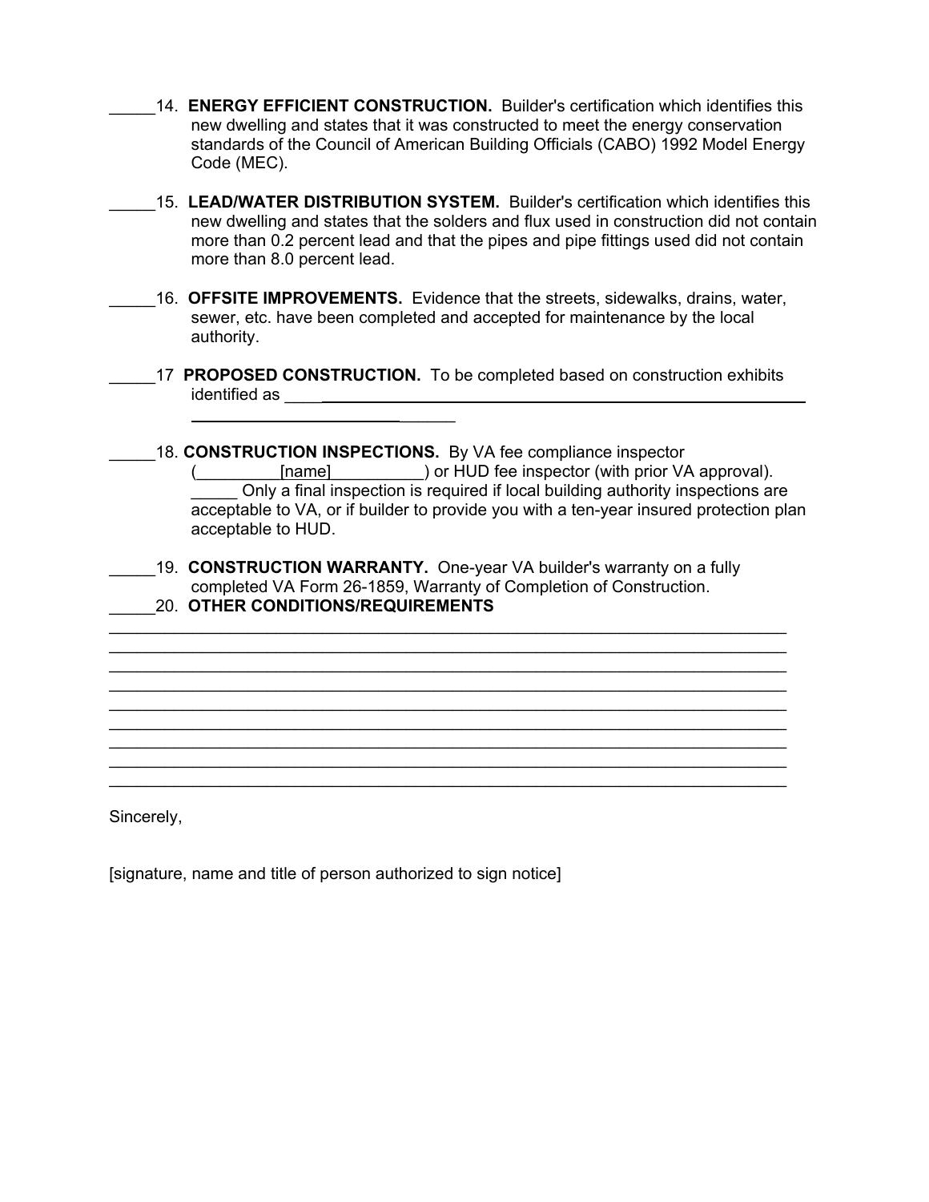_____14. **ENERGY EFFICIENT CONSTRUCTION.** Builder's certification which identifies this new dwelling and states that it was constructed to meet the energy conservation standards of the Council of American Building Officials (CABO) 1992 Model Energy Code (MEC).

_____15. **LEAD/WATER DISTRIBUTION SYSTEM.** Builder's certification which identifies this new dwelling and states that the solders and flux used in construction did not contain more than 0.2 percent lead and that the pipes and pipe fittings used did not contain more than 8.0 percent lead.

_____16. **OFFSITE IMPROVEMENTS.** Evidence that the streets, sidewalks, drains, water, sewer, etc. have been completed and accepted for maintenance by the local authority.

_____17 **PROPOSED CONSTRUCTION.** To be completed based on construction exhibits identified as ______________________________________________________________

______________________________

_____18. **CONSTRUCTION INSPECTIONS.** By VA fee compliance inspector (_________[name]__________) or HUD fee inspector (with prior VA approval). _____ Only a final inspection is required if local building authority inspections are acceptable to VA, or if builder to provide you with a ten-year insured protection plan acceptable to HUD.

_____19. **CONSTRUCTION WARRANTY.** One-year VA builder's warranty on a fully completed VA Form 26-1859, Warranty of Completion of Construction.

_____20. **OTHER CONDITIONS/REQUIREMENTS**

______________________________________________________________________________
______________________________________________________________________________
______________________________________________________________________________
______________________________________________________________________________
______________________________________________________________________________
______________________________________________________________________________
______________________________________________________________________________
______________________________________________________________________________
______________________________________________________________________________

Sincerely,

[signature, name and title of person authorized to sign notice]